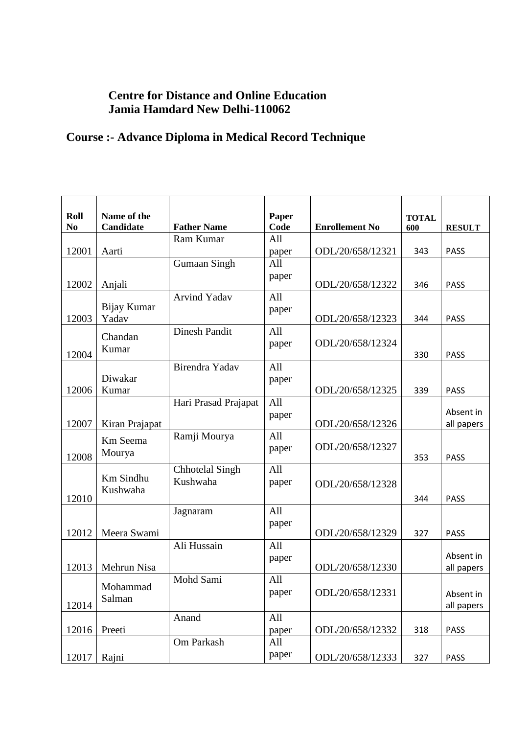**Centre for Distance and Online Education**
**Jamia Hamdard New Delhi-110062**

## Course :- Advance Diploma in Medical Record Technique

| Roll No | Name of the Candidate | Father Name | Paper Code | Enrollement No | TOTAL 600 | RESULT |
|---|---|---|---|---|---|---|
| 12001 | Aarti | Ram Kumar | All paper | ODL/20/658/12321 | 343 | PASS |
| 12002 | Anjali | Gumaan Singh | All paper | ODL/20/658/12322 | 346 | PASS |
| 12003 | Bijay Kumar Yadav | Arvind Yadav | All paper | ODL/20/658/12323 | 344 | PASS |
| 12004 | Chandan Kumar | Dinesh Pandit | All paper | ODL/20/658/12324 | 330 | PASS |
| 12006 | Diwakar Kumar | Birendra Yadav | All paper | ODL/20/658/12325 | 339 | PASS |
| 12007 | Kiran Prajapat | Hari Prasad Prajapat | All paper | ODL/20/658/12326 | | Absent in all papers |
| 12008 | Km Seema Mourya | Ramji Mourya | All paper | ODL/20/658/12327 | 353 | PASS |
| 12010 | Km Sindhu Kushwaha | Chhotelal Singh Kushwaha | All paper | ODL/20/658/12328 | 344 | PASS |
| 12012 | Meera Swami | Jagnaram | All paper | ODL/20/658/12329 | 327 | PASS |
| 12013 | Mehrun Nisa | Ali Hussain | All paper | ODL/20/658/12330 | | Absent in all papers |
| 12014 | Mohammad Salman | Mohd Sami | All paper | ODL/20/658/12331 | | Absent in all papers |
| 12016 | Preeti | Anand | All paper | ODL/20/658/12332 | 318 | PASS |
| 12017 | Rajni | Om Parkash | All paper | ODL/20/658/12333 | 327 | PASS |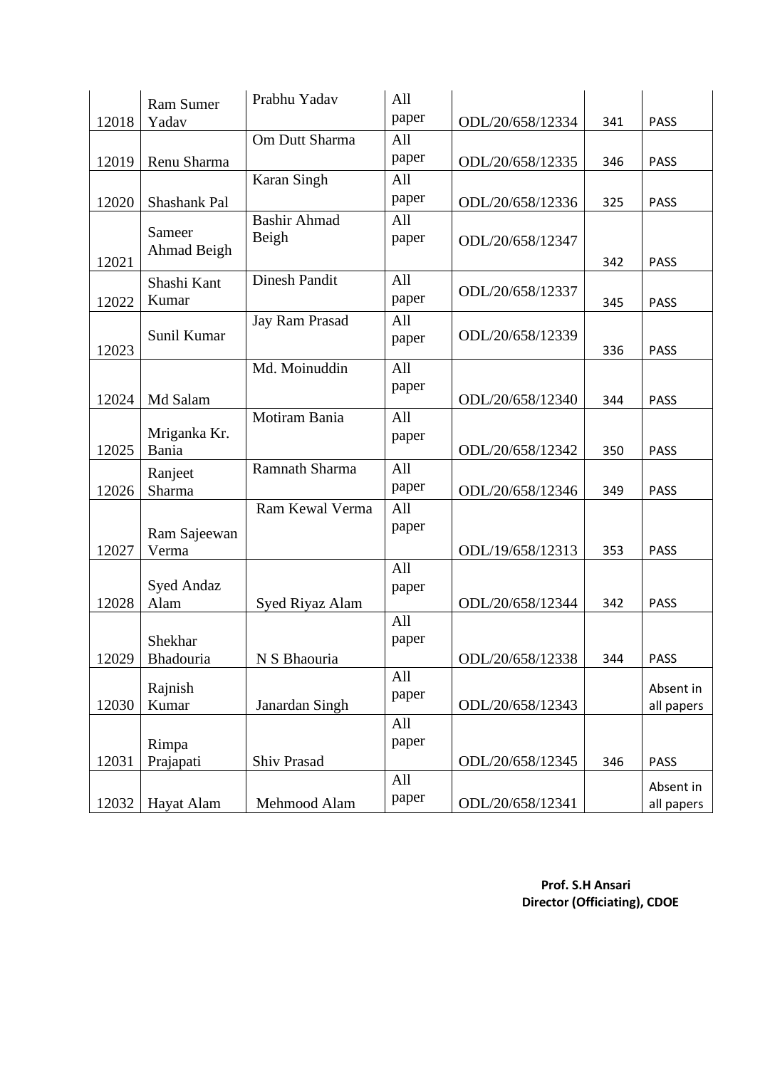| | | | | | | |
|---|---|---|---|---|---|---|
| 12018 | Ram Sumer Yadav | Prabhu Yadav | All paper | ODL/20/658/12334 | 341 | PASS |
| 12019 | Renu Sharma | Om Dutt Sharma | All paper | ODL/20/658/12335 | 346 | PASS |
| 12020 | Shashank Pal | Karan Singh | All paper | ODL/20/658/12336 | 325 | PASS |
| 12021 | Sameer Ahmad Beigh | Bashir Ahmad Beigh | All paper | ODL/20/658/12347 | 342 | PASS |
| 12022 | Shashi Kant Kumar | Dinesh Pandit | All paper | ODL/20/658/12337 | 345 | PASS |
| 12023 | Sunil Kumar | Jay Ram Prasad | All paper | ODL/20/658/12339 | 336 | PASS |
| 12024 | Md Salam | Md. Moinuddin | All paper | ODL/20/658/12340 | 344 | PASS |
| 12025 | Mriganka Kr. Bania | Motiram Bania | All paper | ODL/20/658/12342 | 350 | PASS |
| 12026 | Ranjeet Sharma | Ramnath Sharma | All paper | ODL/20/658/12346 | 349 | PASS |
| 12027 | Ram Sajeewan Verma | Ram Kewal Verma | All paper | ODL/19/658/12313 | 353 | PASS |
| 12028 | Syed Andaz Alam | Syed Riyaz Alam | All paper | ODL/20/658/12344 | 342 | PASS |
| 12029 | Shekhar Bhadouria | N S Bhaouria | All paper | ODL/20/658/12338 | 344 | PASS |
| 12030 | Rajnish Kumar | Janardan Singh | All paper | ODL/20/658/12343 | | Absent in all papers |
| 12031 | Rimpa Prajapati | Shiv Prasad | All paper | ODL/20/658/12345 | 346 | PASS |
| 12032 | Hayat Alam | Mehmood Alam | All paper | ODL/20/658/12341 | | Absent in all papers |

**Prof. S.H Ansari**
**Director (Officiating), CDOE**